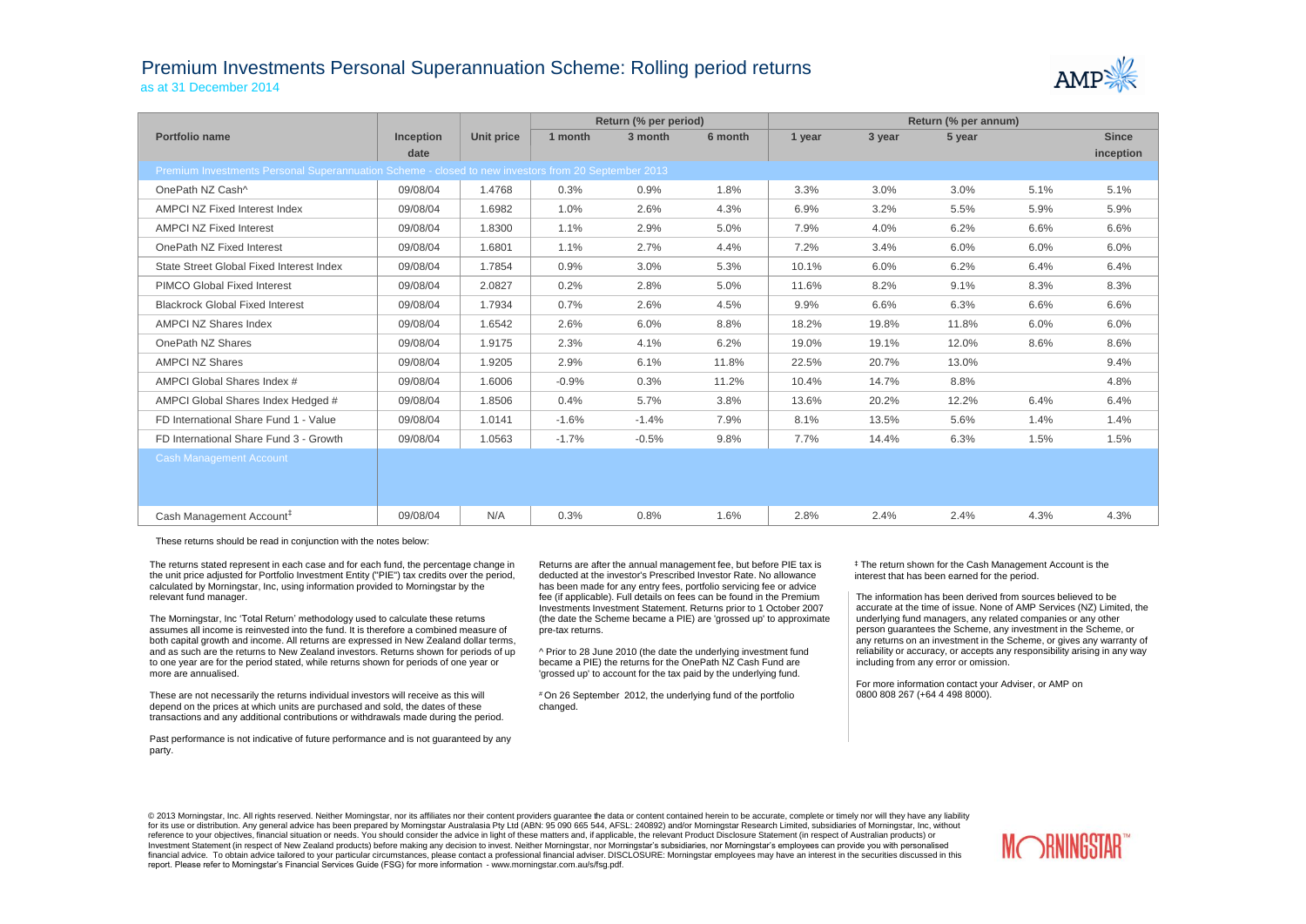# Premium Investments Personal Superannuation Scheme: Rolling period returns

as at 31 December 2014

| Portfolio name | Inception date | Unit price | Return (% per period) | | | Return (% per annum) | | | | |
|---|---|---|---|---|---|---|---|---|---|---|
| | | | 1 month | 3 month | 6 month | 1 year | 3 year | 5 year | | Since inception |
| Premium Investments Personal Superannuation Scheme - closed to new investors from 20 September 2013 | | | | | | | | | | |
| OnePath NZ Cash^ | 09/08/04 | 1.4768 | 0.3% | 0.9% | 1.8% | 3.3% | 3.0% | 3.0% | 5.1% | 5.1% |
| AMPCI NZ Fixed Interest Index | 09/08/04 | 1.6982 | 1.0% | 2.6% | 4.3% | 6.9% | 3.2% | 5.5% | 5.9% | 5.9% |
| AMPCI NZ Fixed Interest | 09/08/04 | 1.8300 | 1.1% | 2.9% | 5.0% | 7.9% | 4.0% | 6.2% | 6.6% | 6.6% |
| OnePath NZ Fixed Interest | 09/08/04 | 1.6801 | 1.1% | 2.7% | 4.4% | 7.2% | 3.4% | 6.0% | 6.0% | 6.0% |
| State Street Global Fixed Interest Index | 09/08/04 | 1.7854 | 0.9% | 3.0% | 5.3% | 10.1% | 6.0% | 6.2% | 6.4% | 6.4% |
| PIMCO Global Fixed Interest | 09/08/04 | 2.0827 | 0.2% | 2.8% | 5.0% | 11.6% | 8.2% | 9.1% | 8.3% | 8.3% |
| Blackrock Global Fixed Interest | 09/08/04 | 1.7934 | 0.7% | 2.6% | 4.5% | 9.9% | 6.6% | 6.3% | 6.6% | 6.6% |
| AMPCI NZ Shares Index | 09/08/04 | 1.6542 | 2.6% | 6.0% | 8.8% | 18.2% | 19.8% | 11.8% | 6.0% | 6.0% |
| OnePath NZ Shares | 09/08/04 | 1.9175 | 2.3% | 4.1% | 6.2% | 19.0% | 19.1% | 12.0% | 8.6% | 8.6% |
| AMPCI NZ Shares | 09/08/04 | 1.9205 | 2.9% | 6.1% | 11.8% | 22.5% | 20.7% | 13.0% | | 9.4% |
| AMPCI Global Shares Index # | 09/08/04 | 1.6006 | -0.9% | 0.3% | 11.2% | 10.4% | 14.7% | 8.8% | | 4.8% |
| AMPCI Global Shares Index Hedged # | 09/08/04 | 1.8506 | 0.4% | 5.7% | 3.8% | 13.6% | 20.2% | 12.2% | 6.4% | 6.4% |
| FD International Share Fund 1 - Value | 09/08/04 | 1.0141 | -1.6% | -1.4% | 7.9% | 8.1% | 13.5% | 5.6% | 1.4% | 1.4% |
| FD International Share Fund 3 - Growth | 09/08/04 | 1.0563 | -1.7% | -0.5% | 9.8% | 7.7% | 14.4% | 6.3% | 1.5% | 1.5% |
| Cash Management Account | | | | | | | | | | |
| Cash Management Account‡ | 09/08/04 | N/A | 0.3% | 0.8% | 1.6% | 2.8% | 2.4% | 2.4% | 4.3% | 4.3% |

These returns should be read in conjunction with the notes below:

The returns stated represent in each case and for each fund, the percentage change in the unit price adjusted for Portfolio Investment Entity ("PIE") tax credits over the period, calculated by Morningstar, Inc, using information provided to Morningstar by the relevant fund manager.

The Morningstar, Inc 'Total Return' methodology used to calculate these returns assumes all income is reinvested into the fund. It is therefore a combined measure of both capital growth and income. All returns are expressed in New Zealand dollar terms, and as such are the returns to New Zealand investors. Returns shown for periods of up to one year are for the period stated, while returns shown for periods of one year or more are annualised.

These are not necessarily the returns individual investors will receive as this will depend on the prices at which units are purchased and sold, the dates of these transactions and any additional contributions or withdrawals made during the period.

Past performance is not indicative of future performance and is not guaranteed by any party.

Returns are after the annual management fee, but before PIE tax is deducted at the investor's Prescribed Investor Rate. No allowance has been made for any entry fees, portfolio servicing fee or advice fee (if applicable). Full details on fees can be found in the Premium Investments Investment Statement. Returns prior to 1 October 2007 (the date the Scheme became a PIE) are 'grossed up' to approximate pre-tax returns.

^ Prior to 28 June 2010 (the date the underlying investment fund became a PIE) the returns for the OnePath NZ Cash Fund are 'grossed up' to account for the tax paid by the underlying fund.

# On 26 September 2012, the underlying fund of the portfolio changed.

‡ The return shown for the Cash Management Account is the interest that has been earned for the period.

The information has been derived from sources believed to be accurate at the time of issue. None of AMP Services (NZ) Limited, the underlying fund managers, any related companies or any other person guarantees the Scheme, any investment in the Scheme, or any returns on an investment in the Scheme, or gives any warranty of reliability or accuracy, or accepts any responsibility arising in any way including from any error or omission.

For more information contact your Adviser, or AMP on 0800 808 267 (+64 4 498 8000).

© 2013 Morningstar, Inc. All rights reserved. Neither Morningstar, nor its affiliates nor their content providers guarantee the data or content contained herein to be accurate, complete or timely nor will they have any liability for its use or distribution. Any general advice has been prepared by Morningstar Australasia Pty Ltd (ABN: 95 090 665 544, AFSL: 240892) and/or Morningstar Research Limited, subsidiaries of Morningstar, Inc, without reference to your objectives, financial situation or needs. You should consider the advice in light of these matters and, if applicable, the relevant Product Disclosure Statement (in respect of Australian products) or Investment Statement (in respect of New Zealand products) before making any decision to invest. Neither Morningstar, nor Morningstar's subsidiaries, nor Morningstar's employees can provide you with personalised financial advice. To obtain advice tailored to your particular circumstances, please contact a professional financial adviser. DISCLOSURE: Morningstar employees may have an interest in the securities discussed in this report. Please refer to Morningstar's Financial Services Guide (FSG) for more information - www.morningstar.com.au/s/fsg.pdf.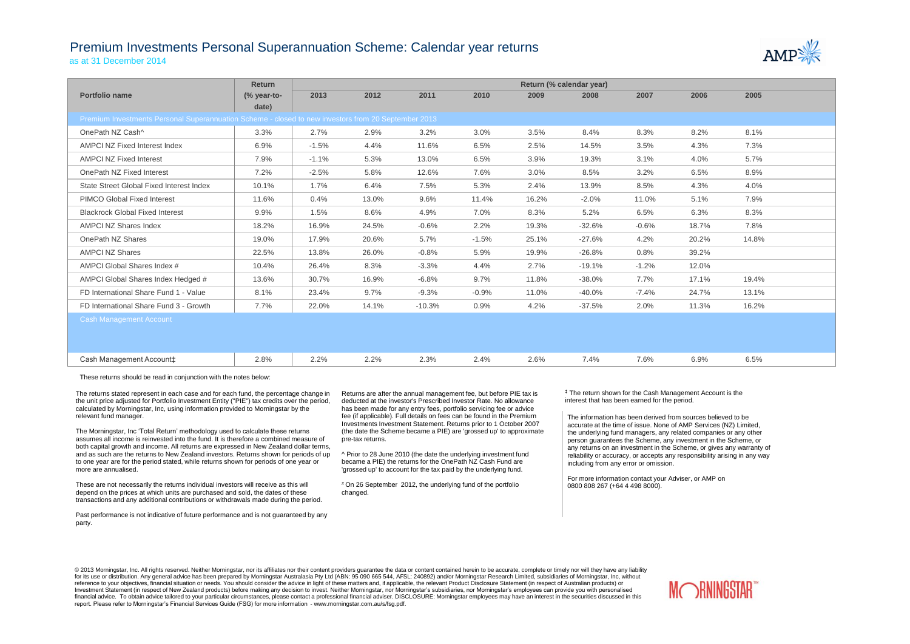# Premium Investments Personal Superannuation Scheme: Calendar year returns

as at 31 December 2014

| Portfolio name | Return (% year-to-date) | Return (% calendar year) | | | | | | | | |
|---|---|---|---|---|---|---|---|---|---|---|
| | | 2013 | 2012 | 2011 | 2010 | 2009 | 2008 | 2007 | 2006 | 2005 |
| Premium Investments Personal Superannuation Scheme - closed to new investors from 20 September 2013 | | | | | | | | | | |
| OnePath NZ Cash^ | 3.3% | 2.7% | 2.9% | 3.2% | 3.0% | 3.5% | 8.4% | 8.3% | 8.2% | 8.1% |
| AMPCI NZ Fixed Interest Index | 6.9% | -1.5% | 4.4% | 11.6% | 6.5% | 2.5% | 14.5% | 3.5% | 4.3% | 7.3% |
| AMPCI NZ Fixed Interest | 7.9% | -1.1% | 5.3% | 13.0% | 6.5% | 3.9% | 19.3% | 3.1% | 4.0% | 5.7% |
| OnePath NZ Fixed Interest | 7.2% | -2.5% | 5.8% | 12.6% | 7.6% | 3.0% | 8.5% | 3.2% | 6.5% | 8.9% |
| State Street Global Fixed Interest Index | 10.1% | 1.7% | 6.4% | 7.5% | 5.3% | 2.4% | 13.9% | 8.5% | 4.3% | 4.0% |
| PIMCO Global Fixed Interest | 11.6% | 0.4% | 13.0% | 9.6% | 11.4% | 16.2% | -2.0% | 11.0% | 5.1% | 7.9% |
| Blackrock Global Fixed Interest | 9.9% | 1.5% | 8.6% | 4.9% | 7.0% | 8.3% | 5.2% | 6.5% | 6.3% | 8.3% |
| AMPCI NZ Shares Index | 18.2% | 16.9% | 24.5% | -0.6% | 2.2% | 19.3% | -32.6% | -0.6% | 18.7% | 7.8% |
| OnePath NZ Shares | 19.0% | 17.9% | 20.6% | 5.7% | -1.5% | 25.1% | -27.6% | 4.2% | 20.2% | 14.8% |
| AMPCI NZ Shares | 22.5% | 13.8% | 26.0% | -0.8% | 5.9% | 19.9% | -26.8% | 0.8% | 39.2% | |
| AMPCI Global Shares Index # | 10.4% | 26.4% | 8.3% | -3.3% | 4.4% | 2.7% | -19.1% | -1.2% | 12.0% | |
| AMPCI Global Shares Index Hedged # | 13.6% | 30.7% | 16.9% | -6.8% | 9.7% | 11.8% | -38.0% | 7.7% | 17.1% | 19.4% |
| FD International Share Fund 1 - Value | 8.1% | 23.4% | 9.7% | -9.3% | -0.9% | 11.0% | -40.0% | -7.4% | 24.7% | 13.1% |
| FD International Share Fund 3 - Growth | 7.7% | 22.0% | 14.1% | -10.3% | 0.9% | 4.2% | -37.5% | 2.0% | 11.3% | 16.2% |
| Cash Management Account | | | | | | | | | | |
| Cash Management Account‡ | 2.8% | 2.2% | 2.2% | 2.3% | 2.4% | 2.6% | 7.4% | 7.6% | 6.9% | 6.5% |

These returns should be read in conjunction with the notes below:

The returns stated represent in each case and for each fund, the percentage change in the unit price adjusted for Portfolio Investment Entity ("PIE") tax credits over the period, calculated by Morningstar, Inc, using information provided to Morningstar by the relevant fund manager.

The Morningstar, Inc 'Total Return' methodology used to calculate these returns assumes all income is reinvested into the fund. It is therefore a combined measure of both capital growth and income. All returns are expressed in New Zealand dollar terms, and as such are the returns to New Zealand investors. Returns shown for periods of up to one year are for the period stated, while returns shown for periods of one year or more are annualised.

These are not necessarily the returns individual investors will receive as this will depend on the prices at which units are purchased and sold, the dates of these transactions and any additional contributions or withdrawals made during the period.

Past performance is not indicative of future performance and is not guaranteed by any party.

Returns are after the annual management fee, but before PIE tax is deducted at the investor's Prescribed Investor Rate. No allowance has been made for any entry fees, portfolio servicing fee or advice fee (if applicable). Full details on fees can be found in the Premium Investments Investment Statement. Returns prior to 1 October 2007 (the date the Scheme became a PIE) are 'grossed up' to approximate pre-tax returns.

^ Prior to 28 June 2010 (the date the underlying investment fund became a PIE) the returns for the OnePath NZ Cash Fund are 'grossed up' to account for the tax paid by the underlying fund.

# On 26 September 2012, the underlying fund of the portfolio changed.

‡ The return shown for the Cash Management Account is the interest that has been earned for the period.

The information has been derived from sources believed to be accurate at the time of issue. None of AMP Services (NZ) Limited, the underlying fund managers, any related companies or any other person guarantees the Scheme, any investment in the Scheme, or any returns on an investment in the Scheme, or gives any warranty of reliability or accuracy, or accepts any responsibility arising in any way including from any error or omission.

For more information contact your Adviser, or AMP on 0800 808 267 (+64 4 498 8000).

© 2013 Morningstar, Inc. All rights reserved. Neither Morningstar, nor its affiliates nor their content providers guarantee the data or content contained herein to be accurate, complete or timely nor will they have any liability for its use or distribution. Any general advice has been prepared by Morningstar Australasia Pty Ltd (ABN: 95 090 665 544, AFSL: 240892) and/or Morningstar Research Limited, subsidiaries of Morningstar, Inc, without reference to your objectives, financial situation or needs. You should consider the advice in light of these matters and, if applicable, the relevant Product Disclosure Statement (in respect of Australian products) or Investment Statement (in respect of New Zealand products) before making any decision to invest. Neither Morningstar, nor Morningstar's subsidiaries, nor Morningstar's employees can provide you with personalised financial advice. To obtain advice tailored to your particular circumstances, please contact a professional financial adviser. DISCLOSURE: Morningstar employees may have an interest in the securities discussed in this report. Please refer to Morningstar's Financial Services Guide (FSG) for more information - www.morningstar.com.au/s/fsg.pdf.